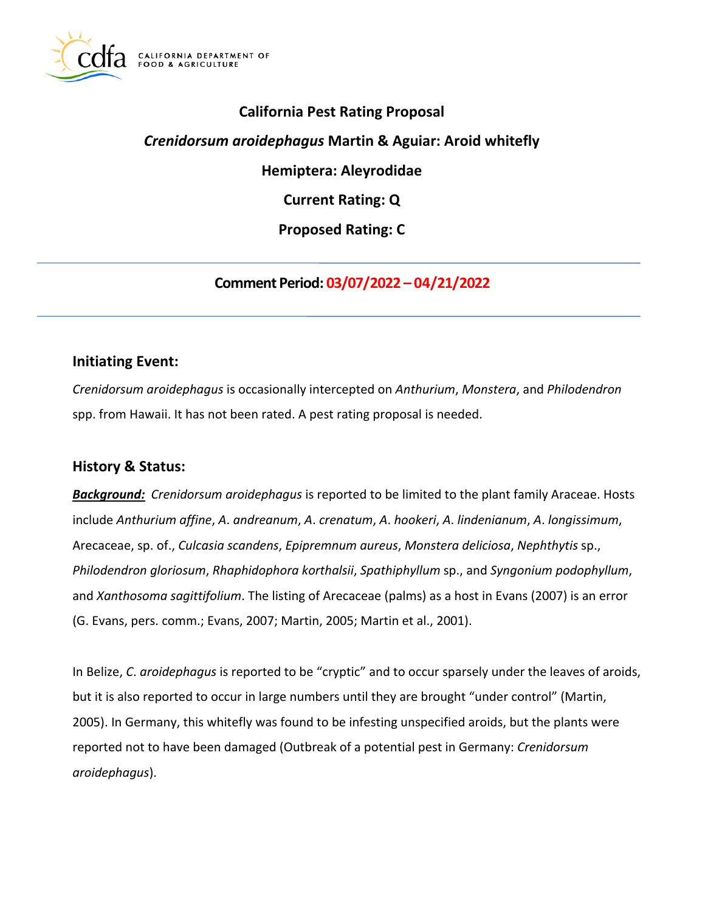# California Pest Rating Proposal

## *Crenidorsum aroidephagus* Martin & Aguiar: Aroid whitefly

## Hemiptera: Aleyrodidae

## Current Rating: Q

## Proposed Rating: C

---

**Comment Period: 03/07/2022 – 04/21/2022**

---

## Initiating Event:

*Crenidorsum aroidephagus* is occasionally intercepted on *Anthurium*, *Monstera*, and *Philodendron* spp. from Hawaii. It has not been rated. A pest rating proposal is needed.

## History & Status:

***Background:*** *Crenidorsum aroidephagus* is reported to be limited to the plant family Araceae. Hosts include *Anthurium affine*, *A. andreanum*, *A. crenatum*, *A. hookeri*, *A. lindenianum*, *A. longissimum*, Arecaceae, sp. of., *Culcasia scandens*, *Epipremnum aureus*, *Monstera deliciosa*, *Nephthytis* sp., *Philodendron gloriosum*, *Rhaphidophora korthalsii*, *Spathiphyllum* sp., and *Syngonium podophyllum*, and *Xanthosoma sagittifolium*. The listing of Arecaceae (palms) as a host in Evans (2007) is an error (G. Evans, pers. comm.; Evans, 2007; Martin, 2005; Martin et al., 2001).

In Belize, *C. aroidephagus* is reported to be "cryptic" and to occur sparsely under the leaves of aroids, but it is also reported to occur in large numbers until they are brought "under control" (Martin, 2005). In Germany, this whitefly was found to be infesting unspecified aroids, but the plants were reported not to have been damaged (Outbreak of a potential pest in Germany: *Crenidorsum aroidephagus*).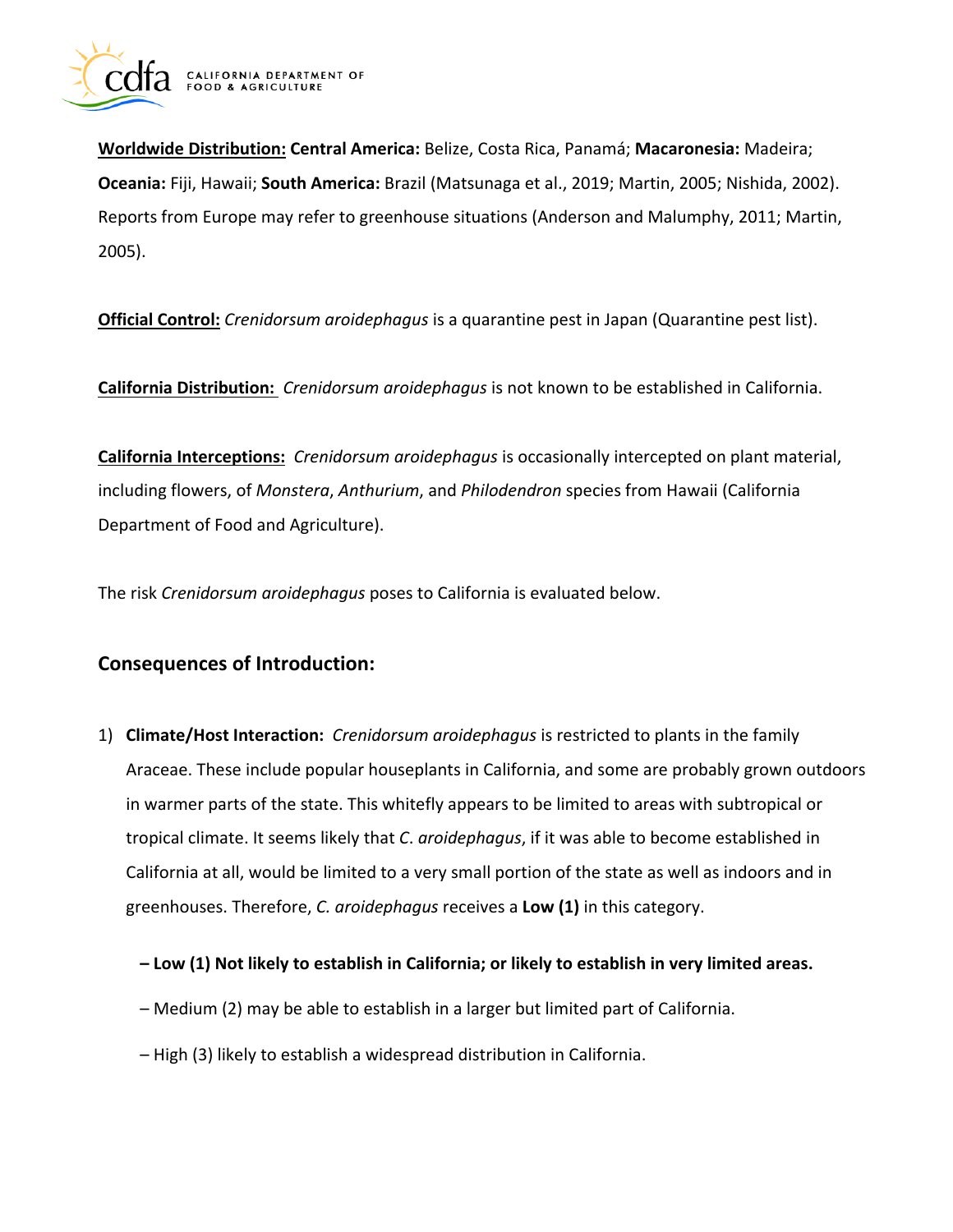**Worldwide Distribution:** **Central America:** Belize, Costa Rica, Panamá; **Macaronesia:** Madeira; **Oceania:** Fiji, Hawaii; **South America:** Brazil (Matsunaga et al., 2019; Martin, 2005; Nishida, 2002). Reports from Europe may refer to greenhouse situations (Anderson and Malumphy, 2011; Martin, 2005).

**Official Control:** *Crenidorsum aroidephagus* is a quarantine pest in Japan (Quarantine pest list).

**California Distribution:** *Crenidorsum aroidephagus* is not known to be established in California.

**California Interceptions:** *Crenidorsum aroidephagus* is occasionally intercepted on plant material, including flowers, of *Monstera*, *Anthurium*, and *Philodendron* species from Hawaii (California Department of Food and Agriculture).

The risk *Crenidorsum aroidephagus* poses to California is evaluated below.

## Consequences of Introduction:

1) **Climate/Host Interaction:** *Crenidorsum aroidephagus* is restricted to plants in the family Araceae. These include popular houseplants in California, and some are probably grown outdoors in warmer parts of the state. This whitefly appears to be limited to areas with subtropical or tropical climate. It seems likely that *C. aroidephagus*, if it was able to become established in California at all, would be limited to a very small portion of the state as well as indoors and in greenhouses. Therefore, *C. aroidephagus* receives a **Low (1)** in this category.

   **– Low (1) Not likely to establish in California; or likely to establish in very limited areas.**

   – Medium (2) may be able to establish in a larger but limited part of California.

   – High (3) likely to establish a widespread distribution in California.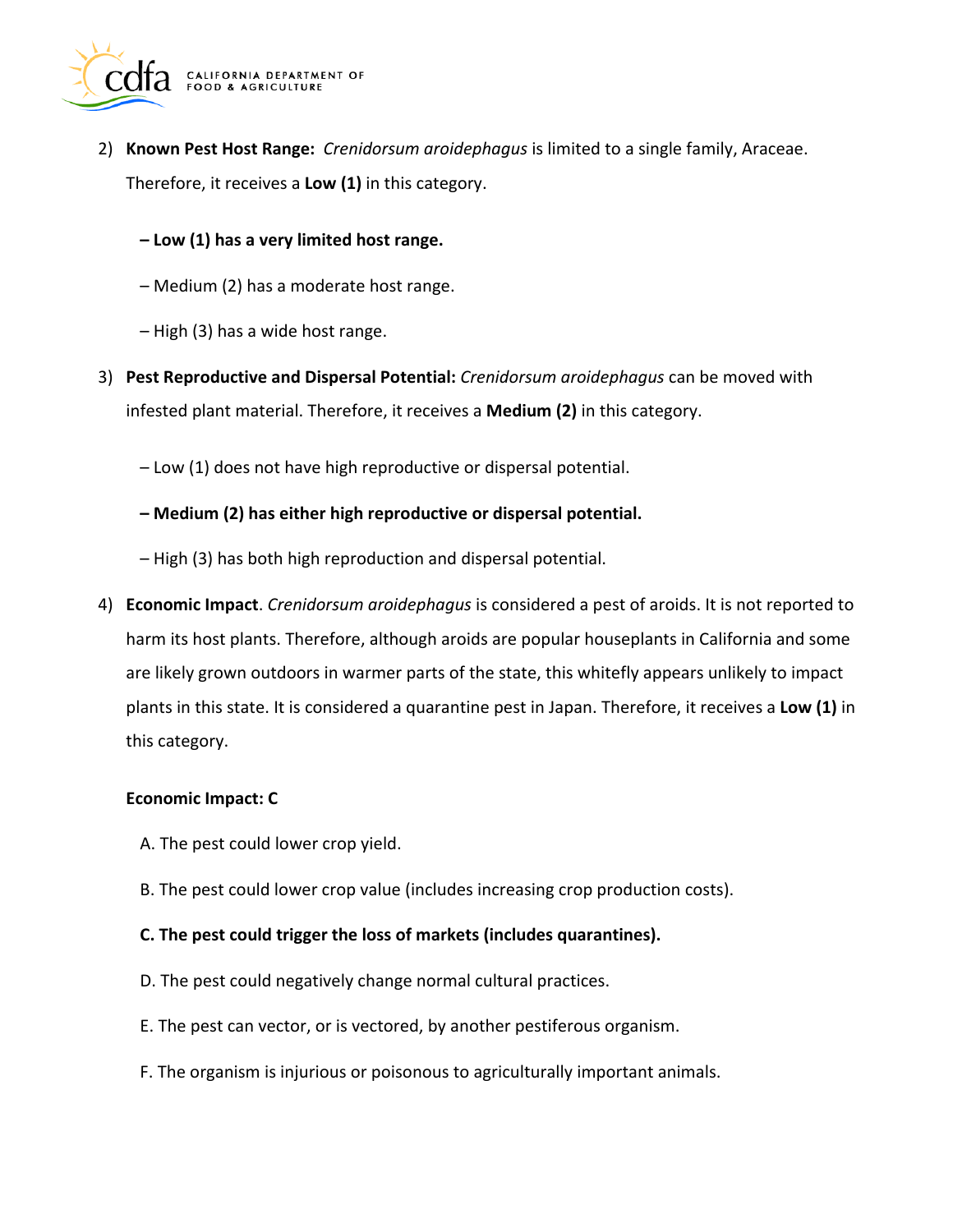2) **Known Pest Host Range:** *Crenidorsum aroidephagus* is limited to a single family, Araceae. Therefore, it receives a **Low (1)** in this category.

   **– Low (1) has a very limited host range.**

   – Medium (2) has a moderate host range.

   – High (3) has a wide host range.

3) **Pest Reproductive and Dispersal Potential:** *Crenidorsum aroidephagus* can be moved with infested plant material. Therefore, it receives a **Medium (2)** in this category.

   – Low (1) does not have high reproductive or dispersal potential.

   **– Medium (2) has either high reproductive or dispersal potential.**

   – High (3) has both high reproduction and dispersal potential.

4) **Economic Impact**. *Crenidorsum aroidephagus* is considered a pest of aroids. It is not reported to harm its host plants. Therefore, although aroids are popular houseplants in California and some are likely grown outdoors in warmer parts of the state, this whitefly appears unlikely to impact plants in this state. It is considered a quarantine pest in Japan. Therefore, it receives a **Low (1)** in this category.

   **Economic Impact: C**

   A. The pest could lower crop yield.

   B. The pest could lower crop value (includes increasing crop production costs).

   **C. The pest could trigger the loss of markets (includes quarantines).**

   D. The pest could negatively change normal cultural practices.

   E. The pest can vector, or is vectored, by another pestiferous organism.

   F. The organism is injurious or poisonous to agriculturally important animals.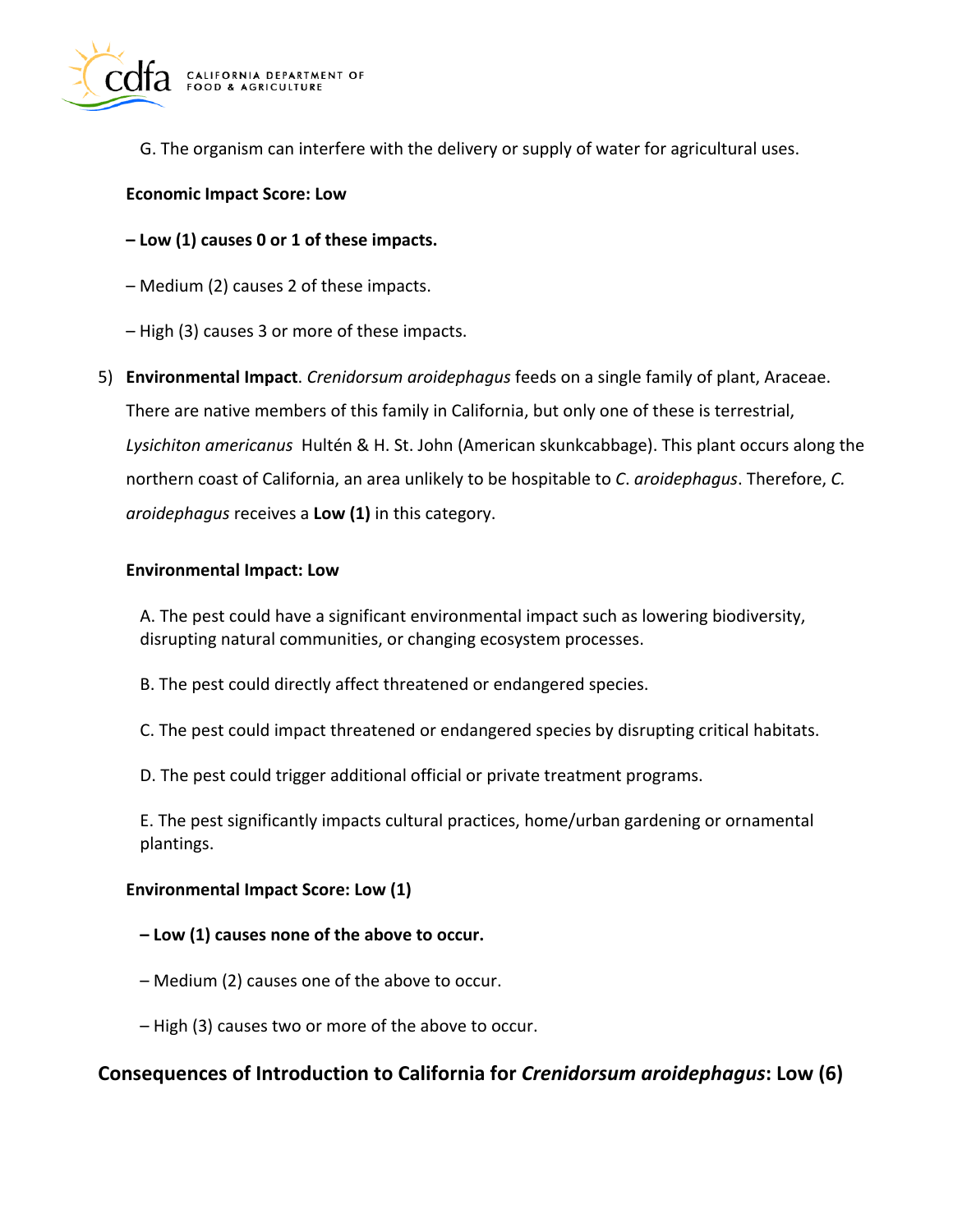G. The organism can interfere with the delivery or supply of water for agricultural uses.

**Economic Impact Score: Low**

**– Low (1) causes 0 or 1 of these impacts.**

– Medium (2) causes 2 of these impacts.

– High (3) causes 3 or more of these impacts.

5) **Environmental Impact**. *Crenidorsum aroidephagus* feeds on a single family of plant, Araceae. There are native members of this family in California, but only one of these is terrestrial, *Lysichiton americanus* Hultén & H. St. John (American skunkcabbage). This plant occurs along the northern coast of California, an area unlikely to be hospitable to *C. aroidephagus*. Therefore, *C. aroidephagus* receives a **Low (1)** in this category.

**Environmental Impact: Low**

A. The pest could have a significant environmental impact such as lowering biodiversity, disrupting natural communities, or changing ecosystem processes.

B. The pest could directly affect threatened or endangered species.

C. The pest could impact threatened or endangered species by disrupting critical habitats.

D. The pest could trigger additional official or private treatment programs.

E. The pest significantly impacts cultural practices, home/urban gardening or ornamental plantings.

**Environmental Impact Score: Low (1)**

**– Low (1) causes none of the above to occur.**

– Medium (2) causes one of the above to occur.

– High (3) causes two or more of the above to occur.

## Consequences of Introduction to California for *Crenidorsum aroidephagus*: Low (6)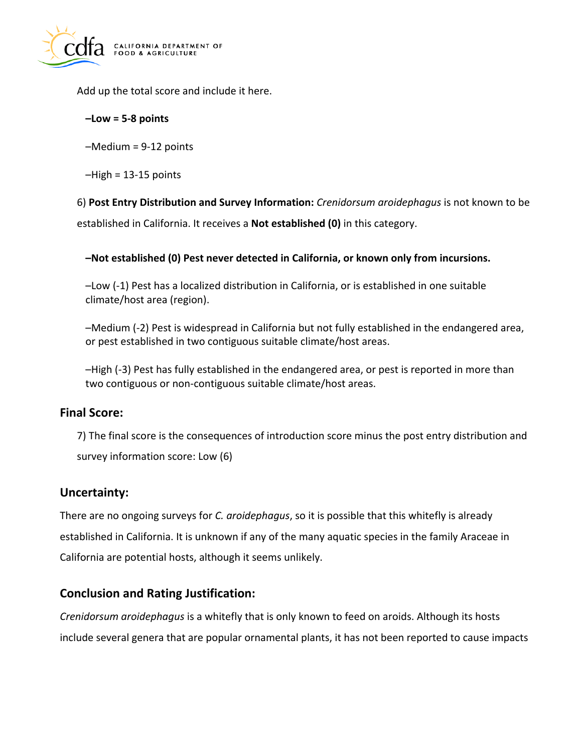Add up the total score and include it here.

**–Low = 5-8 points**

–Medium = 9-12 points

–High = 13-15 points

6) **Post Entry Distribution and Survey Information:** *Crenidorsum aroidephagus* is not known to be established in California. It receives a **Not established (0)** in this category.

**–Not established (0) Pest never detected in California, or known only from incursions.**

–Low (-1) Pest has a localized distribution in California, or is established in one suitable climate/host area (region).

–Medium (-2) Pest is widespread in California but not fully established in the endangered area, or pest established in two contiguous suitable climate/host areas.

–High (-3) Pest has fully established in the endangered area, or pest is reported in more than two contiguous or non-contiguous suitable climate/host areas.

## Final Score:

7) The final score is the consequences of introduction score minus the post entry distribution and survey information score: Low (6)

## Uncertainty:

There are no ongoing surveys for *C. aroidephagus*, so it is possible that this whitefly is already established in California. It is unknown if any of the many aquatic species in the family Araceae in California are potential hosts, although it seems unlikely.

## Conclusion and Rating Justification:

*Crenidorsum aroidephagus* is a whitefly that is only known to feed on aroids. Although its hosts include several genera that are popular ornamental plants, it has not been reported to cause impacts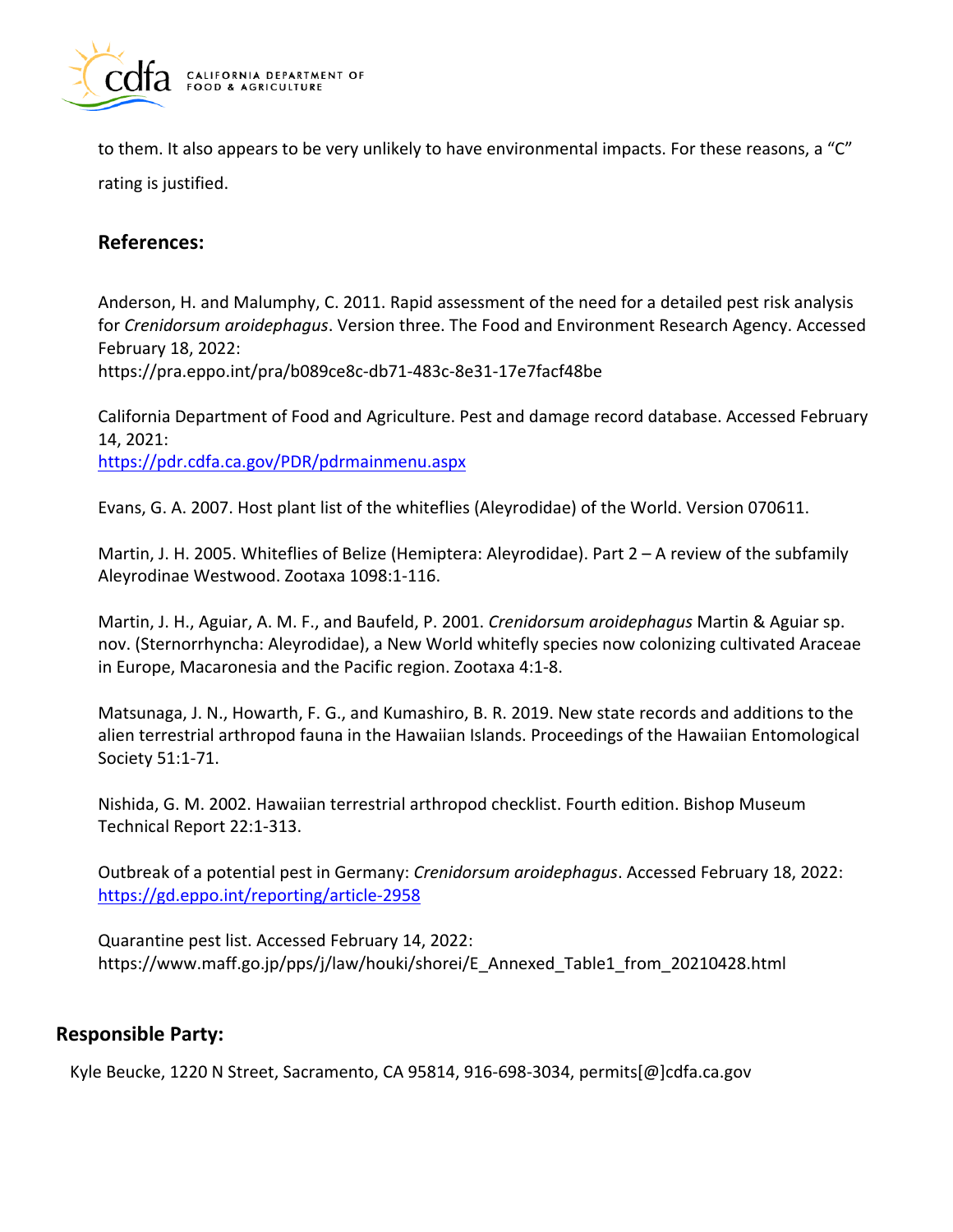to them. It also appears to be very unlikely to have environmental impacts. For these reasons, a "C" rating is justified.

## References:

Anderson, H. and Malumphy, C. 2011. Rapid assessment of the need for a detailed pest risk analysis for *Crenidorsum aroidephagus*. Version three. The Food and Environment Research Agency. Accessed February 18, 2022:
https://pra.eppo.int/pra/b089ce8c-db71-483c-8e31-17e7facf48be

California Department of Food and Agriculture. Pest and damage record database. Accessed February 14, 2021:
[https://pdr.cdfa.ca.gov/PDR/pdrmainmenu.aspx](https://pdr.cdfa.ca.gov/PDR/pdrmainmenu.aspx)

Evans, G. A. 2007. Host plant list of the whiteflies (Aleyrodidae) of the World. Version 070611.

Martin, J. H. 2005. Whiteflies of Belize (Hemiptera: Aleyrodidae). Part 2 – A review of the subfamily Aleyrodinae Westwood. Zootaxa 1098:1-116.

Martin, J. H., Aguiar, A. M. F., and Baufeld, P. 2001. *Crenidorsum aroidephagus* Martin & Aguiar sp. nov. (Sternorrhyncha: Aleyrodidae), a New World whitefly species now colonizing cultivated Araceae in Europe, Macaronesia and the Pacific region. Zootaxa 4:1-8.

Matsunaga, J. N., Howarth, F. G., and Kumashiro, B. R. 2019. New state records and additions to the alien terrestrial arthropod fauna in the Hawaiian Islands. Proceedings of the Hawaiian Entomological Society 51:1-71.

Nishida, G. M. 2002. Hawaiian terrestrial arthropod checklist. Fourth edition. Bishop Museum Technical Report 22:1-313.

Outbreak of a potential pest in Germany: *Crenidorsum aroidephagus*. Accessed February 18, 2022:
[https://gd.eppo.int/reporting/article-2958](https://gd.eppo.int/reporting/article-2958)

Quarantine pest list. Accessed February 14, 2022:
https://www.maff.go.jp/pps/j/law/houki/shorei/E_Annexed_Table1_from_20210428.html

## Responsible Party:

Kyle Beucke, 1220 N Street, Sacramento, CA 95814, 916-698-3034, permits[@]cdfa.ca.gov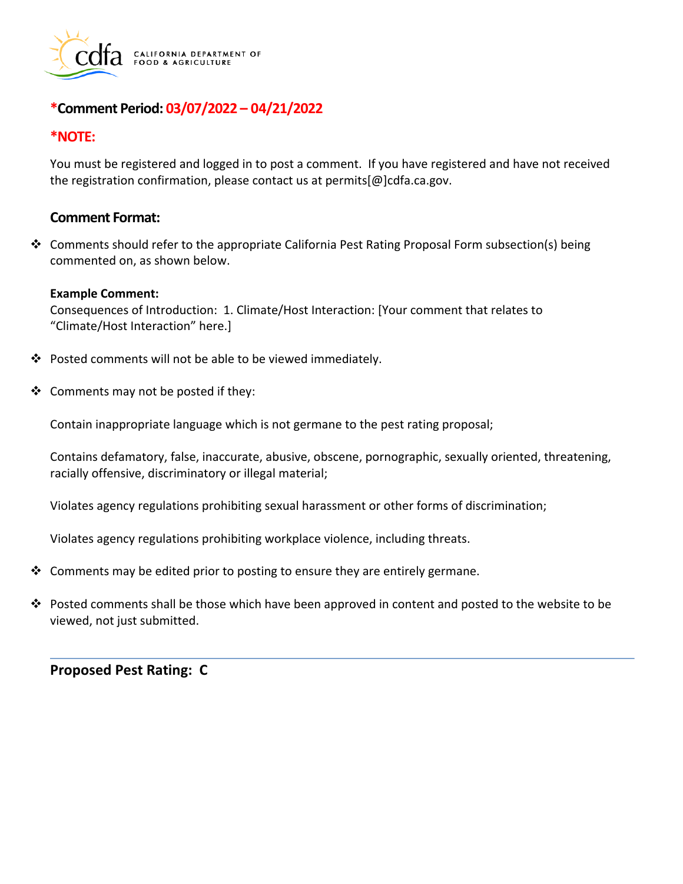**\*Comment Period: 03/07/2022 – 04/21/2022**

**\*NOTE:**

You must be registered and logged in to post a comment. If you have registered and have not received the registration confirmation, please contact us at permits[@]cdfa.ca.gov.

**Comment Format:**

- Comments should refer to the appropriate California Pest Rating Proposal Form subsection(s) being commented on, as shown below.

  **Example Comment:**
  Consequences of Introduction: 1. Climate/Host Interaction: [Your comment that relates to "Climate/Host Interaction" here.]

- Posted comments will not be able to be viewed immediately.

- Comments may not be posted if they:

  Contain inappropriate language which is not germane to the pest rating proposal;

  Contains defamatory, false, inaccurate, abusive, obscene, pornographic, sexually oriented, threatening, racially offensive, discriminatory or illegal material;

  Violates agency regulations prohibiting sexual harassment or other forms of discrimination;

  Violates agency regulations prohibiting workplace violence, including threats.

- Comments may be edited prior to posting to ensure they are entirely germane.

- Posted comments shall be those which have been approved in content and posted to the website to be viewed, not just submitted.

---

**Proposed Pest Rating: C**